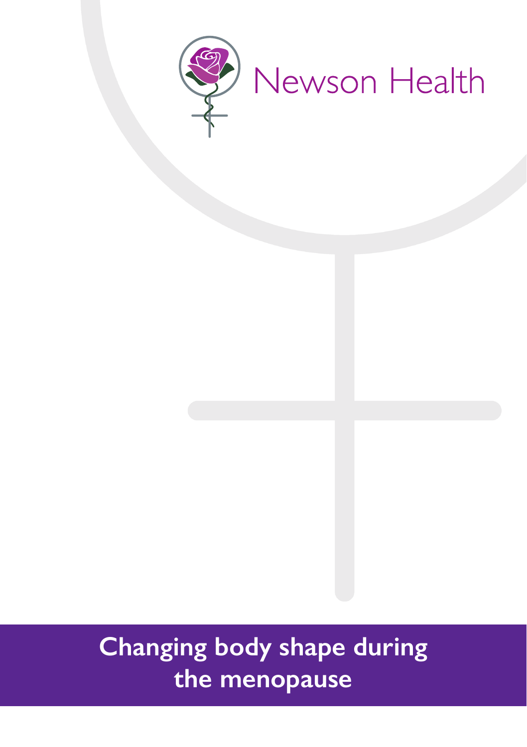Newson Health

# Changing body shape during the menopause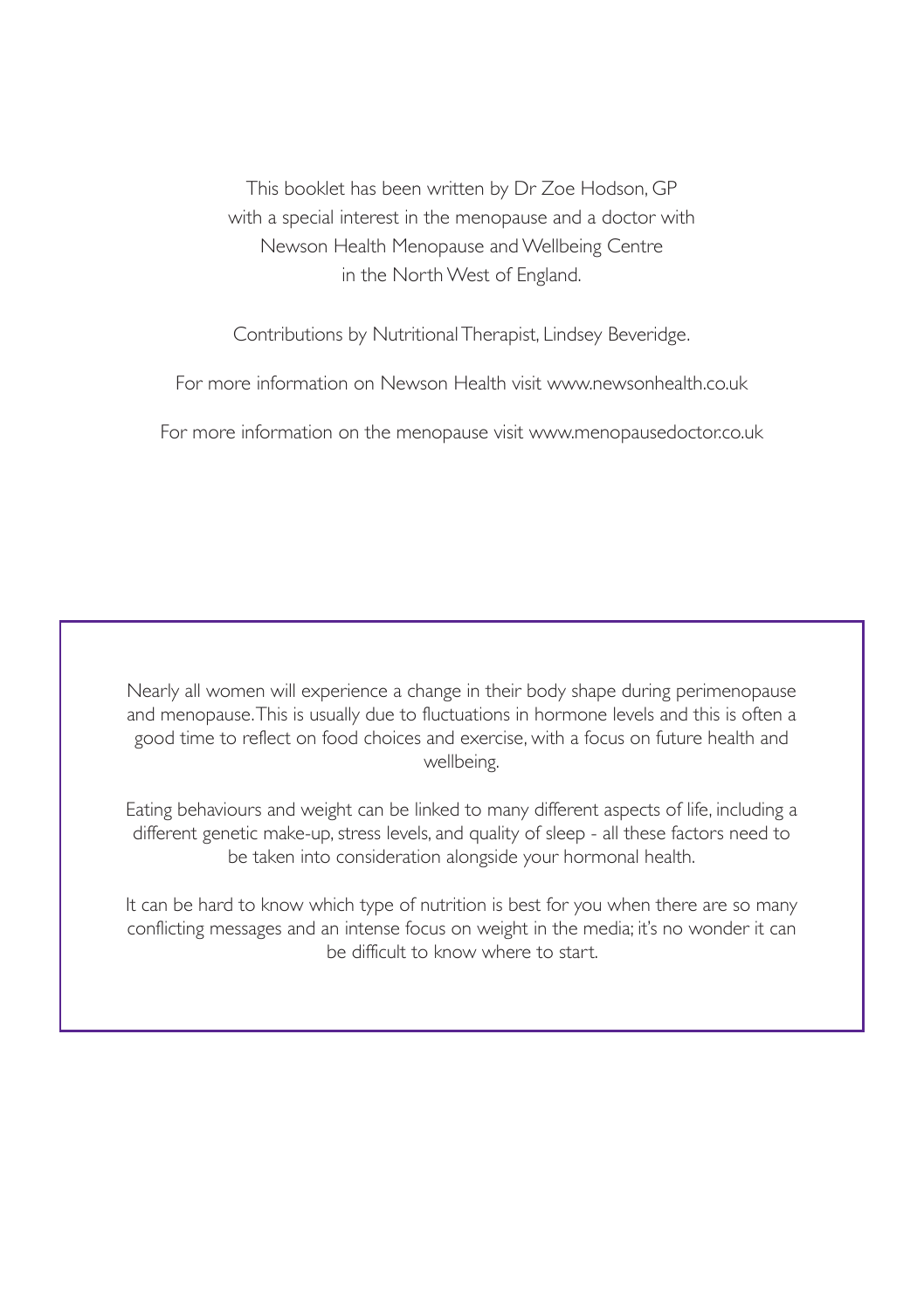This booklet has been written by Dr Zoe Hodson, GP with a special interest in the menopause and a doctor with Newson Health Menopause and Wellbeing Centre in the North West of England.

Contributions by Nutritional Therapist, Lindsey Beveridge.

For more information on Newson Health visit www.newsonhealth.co.uk

For more information on the menopause visit www.menopausedoctor.co.uk

Nearly all women will experience a change in their body shape during perimenopause and menopause. This is usually due to fluctuations in hormone levels and this is often a good time to reflect on food choices and exercise, with a focus on future health and wellbeing.

Eating behaviours and weight can be linked to many different aspects of life, including a different genetic make-up, stress levels, and quality of sleep - all these factors need to be taken into consideration alongside your hormonal health.

It can be hard to know which type of nutrition is best for you when there are so many conflicting messages and an intense focus on weight in the media; it's no wonder it can be difficult to know where to start.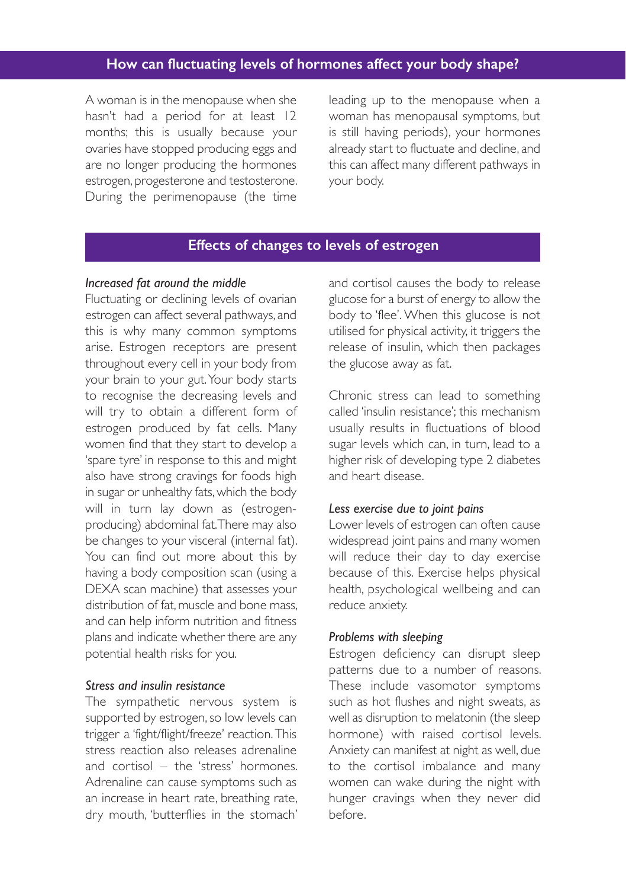## How can fluctuating levels of hormones affect your body shape?

A woman is in the menopause when she hasn't had a period for at least 12 months; this is usually because your ovaries have stopped producing eggs and are no longer producing the hormones estrogen, progesterone and testosterone. During the perimenopause (the time leading up to the menopause when a woman has menopausal symptoms, but is still having periods), your hormones already start to fluctuate and decline, and this can affect many different pathways in your body.

## Effects of changes to levels of estrogen

*Increased fat around the middle*

Fluctuating or declining levels of ovarian estrogen can affect several pathways, and this is why many common symptoms arise. Estrogen receptors are present throughout every cell in your body from your brain to your gut. Your body starts to recognise the decreasing levels and will try to obtain a different form of estrogen produced by fat cells. Many women find that they start to develop a 'spare tyre' in response to this and might also have strong cravings for foods high in sugar or unhealthy fats, which the body will in turn lay down as (estrogen-producing) abdominal fat. There may also be changes to your visceral (internal fat). You can find out more about this by having a body composition scan (using a DEXA scan machine) that assesses your distribution of fat, muscle and bone mass, and can help inform nutrition and fitness plans and indicate whether there are any potential health risks for you.

*Stress and insulin resistance*

The sympathetic nervous system is supported by estrogen, so low levels can trigger a 'fight/flight/freeze' reaction. This stress reaction also releases adrenaline and cortisol – the 'stress' hormones. Adrenaline can cause symptoms such as an increase in heart rate, breathing rate, dry mouth, 'butterflies in the stomach' and cortisol causes the body to release glucose for a burst of energy to allow the body to 'flee'. When this glucose is not utilised for physical activity, it triggers the release of insulin, which then packages the glucose away as fat.

Chronic stress can lead to something called 'insulin resistance'; this mechanism usually results in fluctuations of blood sugar levels which can, in turn, lead to a higher risk of developing type 2 diabetes and heart disease.

*Less exercise due to joint pains*

Lower levels of estrogen can often cause widespread joint pains and many women will reduce their day to day exercise because of this. Exercise helps physical health, psychological wellbeing and can reduce anxiety.

*Problems with sleeping*

Estrogen deficiency can disrupt sleep patterns due to a number of reasons. These include vasomotor symptoms such as hot flushes and night sweats, as well as disruption to melatonin (the sleep hormone) with raised cortisol levels. Anxiety can manifest at night as well, due to the cortisol imbalance and many women can wake during the night with hunger cravings when they never did before.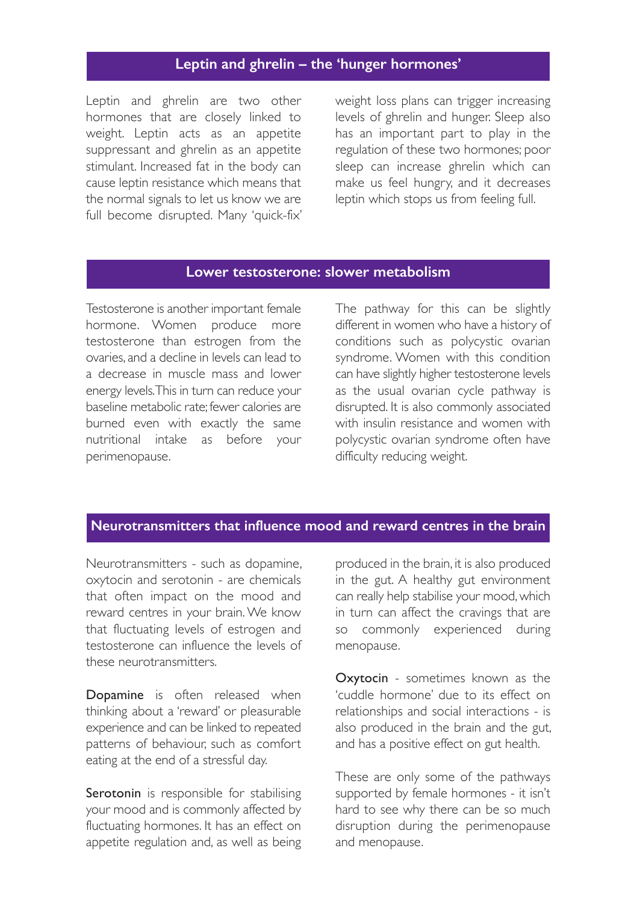## Leptin and ghrelin – the 'hunger hormones'

Leptin and ghrelin are two other hormones that are closely linked to weight. Leptin acts as an appetite suppressant and ghrelin as an appetite stimulant. Increased fat in the body can cause leptin resistance which means that the normal signals to let us know we are full become disrupted. Many 'quick-fix' weight loss plans can trigger increasing levels of ghrelin and hunger. Sleep also has an important part to play in the regulation of these two hormones; poor sleep can increase ghrelin which can make us feel hungry, and it decreases leptin which stops us from feeling full.

## Lower testosterone: slower metabolism

Testosterone is another important female hormone. Women produce more testosterone than estrogen from the ovaries, and a decline in levels can lead to a decrease in muscle mass and lower energy levels. This in turn can reduce your baseline metabolic rate; fewer calories are burned even with exactly the same nutritional intake as before your perimenopause.

The pathway for this can be slightly different in women who have a history of conditions such as polycystic ovarian syndrome. Women with this condition can have slightly higher testosterone levels as the usual ovarian cycle pathway is disrupted. It is also commonly associated with insulin resistance and women with polycystic ovarian syndrome often have difficulty reducing weight.

## Neurotransmitters that influence mood and reward centres in the brain

Neurotransmitters - such as dopamine, oxytocin and serotonin - are chemicals that often impact on the mood and reward centres in your brain. We know that fluctuating levels of estrogen and testosterone can influence the levels of these neurotransmitters.

**Dopamine** is often released when thinking about a 'reward' or pleasurable experience and can be linked to repeated patterns of behaviour, such as comfort eating at the end of a stressful day.

**Serotonin** is responsible for stabilising your mood and is commonly affected by fluctuating hormones. It has an effect on appetite regulation and, as well as being produced in the brain, it is also produced in the gut. A healthy gut environment can really help stabilise your mood, which in turn can affect the cravings that are so commonly experienced during menopause.

**Oxytocin** - sometimes known as the 'cuddle hormone' due to its effect on relationships and social interactions - is also produced in the brain and the gut, and has a positive effect on gut health.

These are only some of the pathways supported by female hormones - it isn't hard to see why there can be so much disruption during the perimenopause and menopause.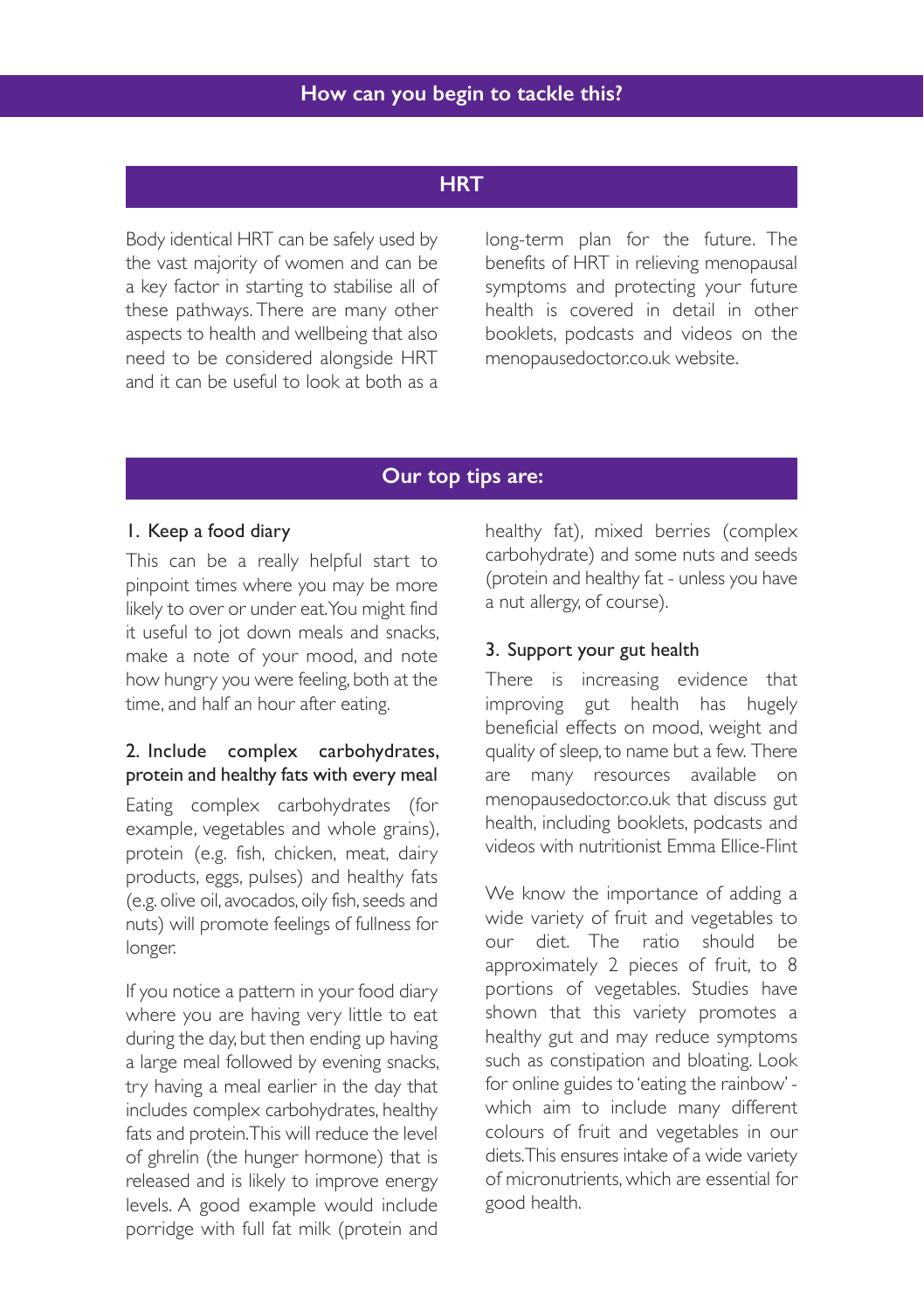## How can you begin to tackle this?

### HRT

Body identical HRT can be safely used by the vast majority of women and can be a key factor in starting to stabilise all of these pathways. There are many other aspects to health and wellbeing that also need to be considered alongside HRT and it can be useful to look at both as a long-term plan for the future. The benefits of HRT in relieving menopausal symptoms and protecting your future health is covered in detail in other booklets, podcasts and videos on the menopausedoctor.co.uk website.

### Our top tips are:

#### 1. Keep a food diary

This can be a really helpful start to pinpoint times where you may be more likely to over or under eat. You might find it useful to jot down meals and snacks, make a note of your mood, and note how hungry you were feeling, both at the time, and half an hour after eating.

#### 2. Include complex carbohydrates, protein and healthy fats with every meal

Eating complex carbohydrates (for example, vegetables and whole grains), protein (e.g. fish, chicken, meat, dairy products, eggs, pulses) and healthy fats (e.g. olive oil, avocados, oily fish, seeds and nuts) will promote feelings of fullness for longer.

If you notice a pattern in your food diary where you are having very little to eat during the day, but then ending up having a large meal followed by evening snacks, try having a meal earlier in the day that includes complex carbohydrates, healthy fats and protein. This will reduce the level of ghrelin (the hunger hormone) that is released and is likely to improve energy levels. A good example would include porridge with full fat milk (protein and healthy fat), mixed berries (complex carbohydrate) and some nuts and seeds (protein and healthy fat - unless you have a nut allergy, of course).

#### 3. Support your gut health

There is increasing evidence that improving gut health has hugely beneficial effects on mood, weight and quality of sleep, to name but a few. There are many resources available on menopausedoctor.co.uk that discuss gut health, including booklets, podcasts and videos with nutritionist Emma Ellice-Flint

We know the importance of adding a wide variety of fruit and vegetables to our diet. The ratio should be approximately 2 pieces of fruit, to 8 portions of vegetables. Studies have shown that this variety promotes a healthy gut and may reduce symptoms such as constipation and bloating. Look for online guides to 'eating the rainbow' - which aim to include many different colours of fruit and vegetables in our diets. This ensures intake of a wide variety of micronutrients, which are essential for good health.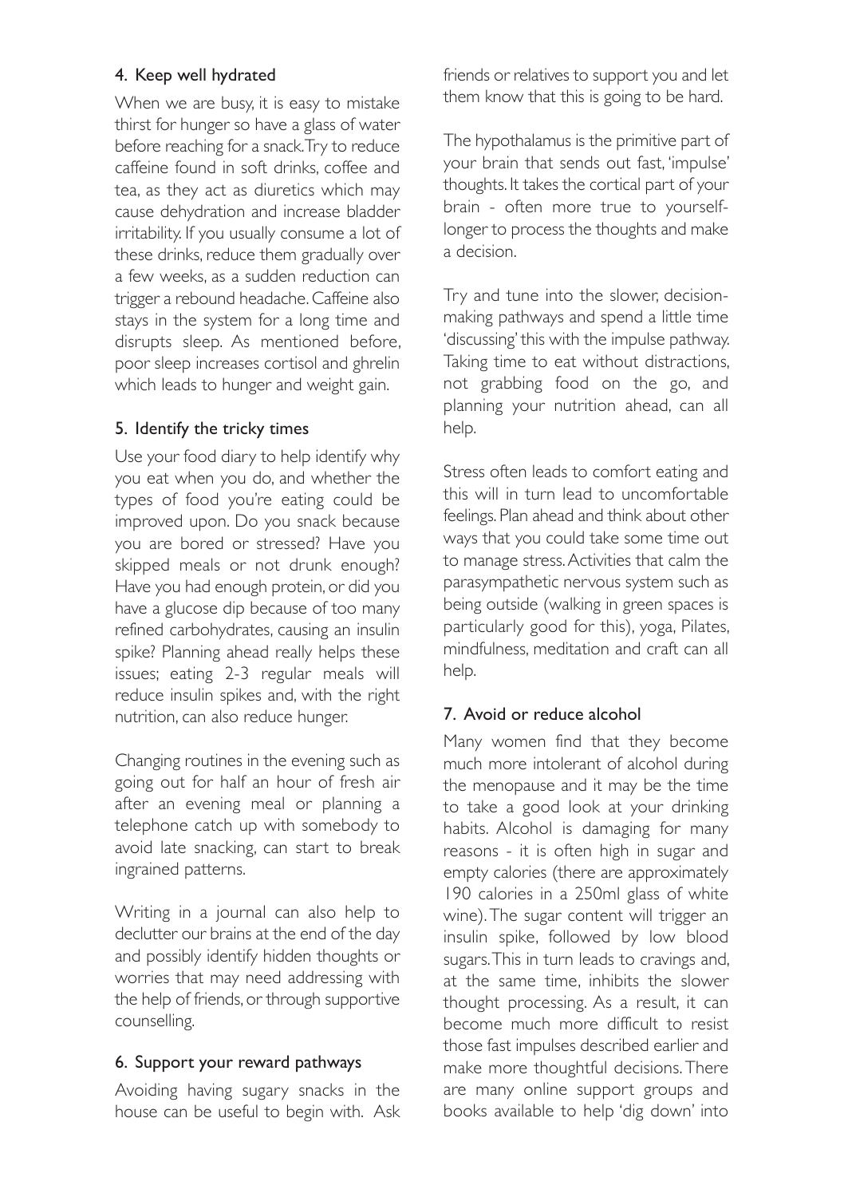### 4. Keep well hydrated

When we are busy, it is easy to mistake thirst for hunger so have a glass of water before reaching for a snack. Try to reduce caffeine found in soft drinks, coffee and tea, as they act as diuretics which may cause dehydration and increase bladder irritability. If you usually consume a lot of these drinks, reduce them gradually over a few weeks, as a sudden reduction can trigger a rebound headache. Caffeine also stays in the system for a long time and disrupts sleep. As mentioned before, poor sleep increases cortisol and ghrelin which leads to hunger and weight gain.

### 5. Identify the tricky times

Use your food diary to help identify why you eat when you do, and whether the types of food you're eating could be improved upon. Do you snack because you are bored or stressed? Have you skipped meals or not drunk enough? Have you had enough protein, or did you have a glucose dip because of too many refined carbohydrates, causing an insulin spike? Planning ahead really helps these issues; eating 2-3 regular meals will reduce insulin spikes and, with the right nutrition, can also reduce hunger.

Changing routines in the evening such as going out for half an hour of fresh air after an evening meal or planning a telephone catch up with somebody to avoid late snacking, can start to break ingrained patterns.

Writing in a journal can also help to declutter our brains at the end of the day and possibly identify hidden thoughts or worries that may need addressing with the help of friends, or through supportive counselling.

### 6. Support your reward pathways

Avoiding having sugary snacks in the house can be useful to begin with. Ask friends or relatives to support you and let them know that this is going to be hard.

The hypothalamus is the primitive part of your brain that sends out fast, 'impulse' thoughts. It takes the cortical part of your brain - often more true to yourself- longer to process the thoughts and make a decision.

Try and tune into the slower, decision-making pathways and spend a little time 'discussing' this with the impulse pathway. Taking time to eat without distractions, not grabbing food on the go, and planning your nutrition ahead, can all help.

Stress often leads to comfort eating and this will in turn lead to uncomfortable feelings. Plan ahead and think about other ways that you could take some time out to manage stress. Activities that calm the parasympathetic nervous system such as being outside (walking in green spaces is particularly good for this), yoga, Pilates, mindfulness, meditation and craft can all help.

### 7. Avoid or reduce alcohol

Many women find that they become much more intolerant of alcohol during the menopause and it may be the time to take a good look at your drinking habits. Alcohol is damaging for many reasons - it is often high in sugar and empty calories (there are approximately 190 calories in a 250ml glass of white wine). The sugar content will trigger an insulin spike, followed by low blood sugars. This in turn leads to cravings and, at the same time, inhibits the slower thought processing. As a result, it can become much more difficult to resist those fast impulses described earlier and make more thoughtful decisions. There are many online support groups and books available to help 'dig down' into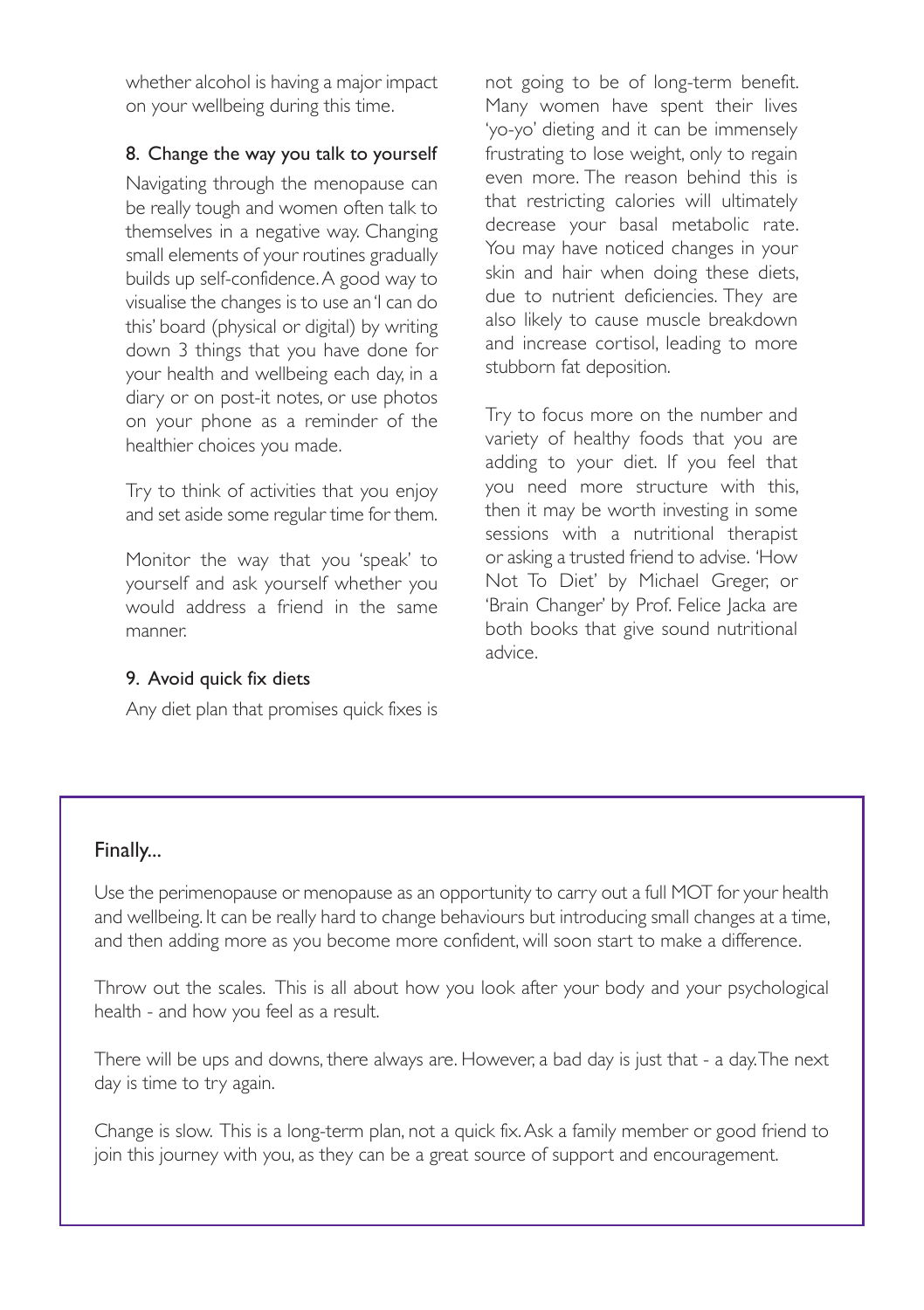whether alcohol is having a major impact on your wellbeing during this time.

### 8. Change the way you talk to yourself

Navigating through the menopause can be really tough and women often talk to themselves in a negative way. Changing small elements of your routines gradually builds up self-confidence. A good way to visualise the changes is to use an 'I can do this' board (physical or digital) by writing down 3 things that you have done for your health and wellbeing each day, in a diary or on post-it notes, or use photos on your phone as a reminder of the healthier choices you made.

Try to think of activities that you enjoy and set aside some regular time for them.

Monitor the way that you 'speak' to yourself and ask yourself whether you would address a friend in the same manner.

### 9. Avoid quick fix diets

Any diet plan that promises quick fixes is not going to be of long-term benefit. Many women have spent their lives 'yo-yo' dieting and it can be immensely frustrating to lose weight, only to regain even more. The reason behind this is that restricting calories will ultimately decrease your basal metabolic rate. You may have noticed changes in your skin and hair when doing these diets, due to nutrient deficiencies. They are also likely to cause muscle breakdown and increase cortisol, leading to more stubborn fat deposition.

Try to focus more on the number and variety of healthy foods that you are adding to your diet. If you feel that you need more structure with this, then it may be worth investing in some sessions with a nutritional therapist or asking a trusted friend to advise. 'How Not To Diet' by Michael Greger, or 'Brain Changer' by Prof. Felice Jacka are both books that give sound nutritional advice.

## Finally...

Use the perimenopause or menopause as an opportunity to carry out a full MOT for your health and wellbeing. It can be really hard to change behaviours but introducing small changes at a time, and then adding more as you become more confident, will soon start to make a difference.

Throw out the scales. This is all about how you look after your body and your psychological health - and how you feel as a result.

There will be ups and downs, there always are. However, a bad day is just that - a day. The next day is time to try again.

Change is slow. This is a long-term plan, not a quick fix. Ask a family member or good friend to join this journey with you, as they can be a great source of support and encouragement.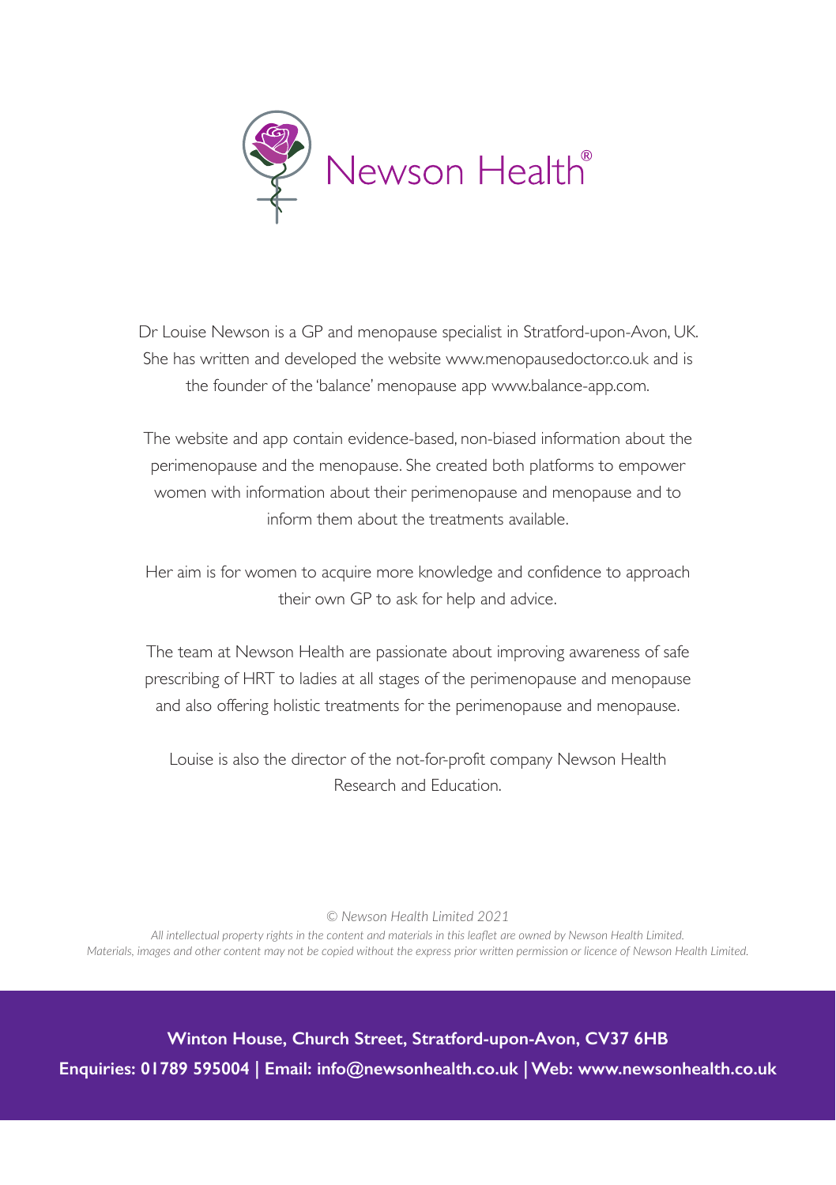Newson Health®

Dr Louise Newson is a GP and menopause specialist in Stratford-upon-Avon, UK. She has written and developed the website www.menopausedoctor.co.uk and is the founder of the 'balance' menopause app www.balance-app.com.

The website and app contain evidence-based, non-biased information about the perimenopause and the menopause. She created both platforms to empower women with information about their perimenopause and menopause and to inform them about the treatments available.

Her aim is for women to acquire more knowledge and confidence to approach their own GP to ask for help and advice.

The team at Newson Health are passionate about improving awareness of safe prescribing of HRT to ladies at all stages of the perimenopause and menopause and also offering holistic treatments for the perimenopause and menopause.

Louise is also the director of the not-for-profit company Newson Health Research and Education.

*© Newson Health Limited 2021*

*All intellectual property rights in the content and materials in this leaflet are owned by Newson Health Limited. Materials, images and other content may not be copied without the express prior written permission or licence of Newson Health Limited.*

**Winton House, Church Street, Stratford-upon-Avon, CV37 6HB**

**Enquiries: 01789 595004 | Email: info@newsonhealth.co.uk | Web: www.newsonhealth.co.uk**